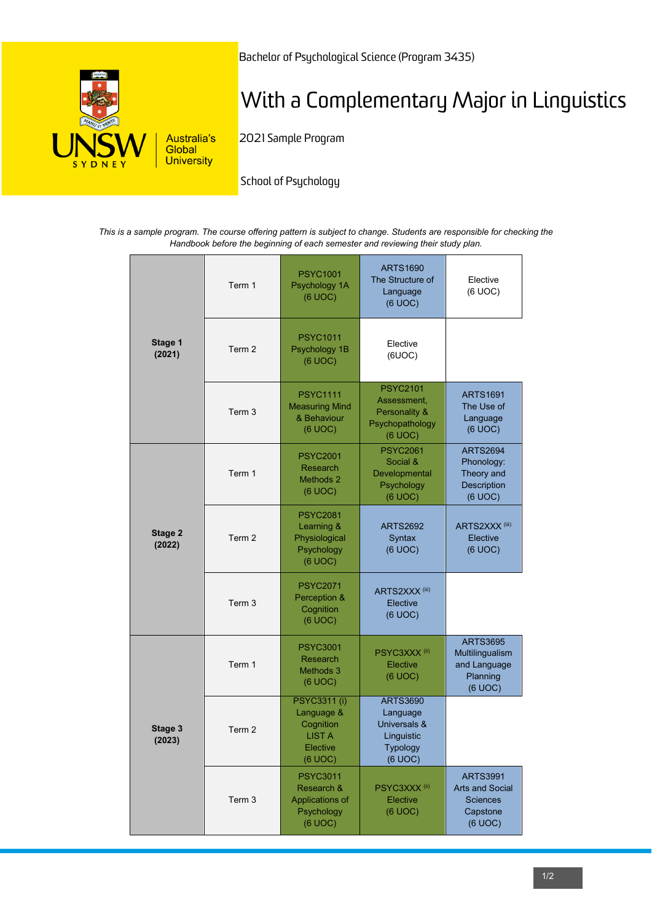Bachelor of Psychological Science (Program 3435)

# With a Complementary Major in Linguistics

2021 Sample Program

School of Psychology

*This is a sample program. The course offering pattern is subject to change. Students are responsible for checking the Handbook before the beginning of each semester and reviewing their study plan.*

| Stage | Term | Course 1 | Course 2 | Course 3 |
|---|---|---|---|---|
| **Stage 1 (2021)** | Term 1 | PSYC1001 Psychology 1A (6 UOC) | ARTS1690 The Structure of Language (6 UOC) | Elective (6 UOC) |
| | Term 2 | PSYC1011 Psychology 1B (6 UOC) | Elective (6UOC) | |
| | Term 3 | PSYC1111 Measuring Mind & Behaviour (6 UOC) | PSYC2101 Assessment, Personality & Psychopathology (6 UOC) | ARTS1691 The Use of Language (6 UOC) |
| **Stage 2 (2022)** | Term 1 | PSYC2001 Research Methods 2 (6 UOC) | PSYC2061 Social & Developmental Psychology (6 UOC) | ARTS2694 Phonology: Theory and Description (6 UOC) |
| | Term 2 | PSYC2081 Learning & Physiological Psychology (6 UOC) | ARTS2692 Syntax (6 UOC) | ARTS2XXX (iii) Elective (6 UOC) |
| | Term 3 | PSYC2071 Perception & Cognition (6 UOC) | ARTS2XXX (iii) Elective (6 UOC) | |
| **Stage 3 (2023)** | Term 1 | PSYC3001 Research Methods 3 (6 UOC) | PSYC3XXX (ii) Elective (6 UOC) | ARTS3695 Multilingualism and Language Planning (6 UOC) |
| | Term 2 | PSYC3311 (i) Language & Cognition LIST A Elective (6 UOC) | ARTS3690 Language Universals & Linguistic Typology (6 UOC) | |
| | Term 3 | PSYC3011 Research & Applications of Psychology (6 UOC) | PSYC3XXX (ii) Elective (6 UOC) | ARTS3991 Arts and Social Sciences Capstone (6 UOC) |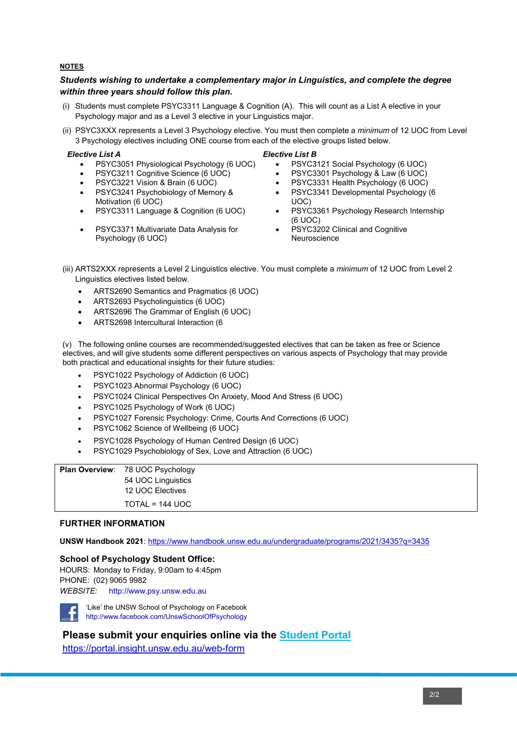**NOTES**

***Students wishing to undertake a complementary major in Linguistics, and complete the degree within three years should follow this plan.***

(i) Students must complete PSYC3311 Language & Cognition (A). This will count as a List A elective in your Psychology major and as a Level 3 elective in your Linguistics major.

(ii) PSYC3XXX represents a Level 3 Psychology elective. You must then complete a *minimum* of 12 UOC from Level 3 Psychology electives including ONE course from each of the elective groups listed below.

***Elective List A***

- PSYC3051 Physiological Psychology (6 UOC)
- PSYC3211 Cognitive Science (6 UOC)
- PSYC3221 Vision & Brain (6 UOC)
- PSYC3241 Psychobiology of Memory & Motivation (6 UOC)
- PSYC3311 Language & Cognition (6 UOC)
- PSYC3371 Multivariate Data Analysis for Psychology (6 UOC)

***Elective List B***

- PSYC3121 Social Psychology (6 UOC)
- PSYC3301 Psychology & Law (6 UOC)
- PSYC3331 Health Psychology (6 UOC)
- PSYC3341 Developmental Psychology (6 UOC)
- PSYC3361 Psychology Research Internship (6 UOC)
- PSYC3202 Clinical and Cognitive Neuroscience

(iii) ARTS2XXX represents a Level 2 Linguistics elective. You must complete a *minimum* of 12 UOC from Level 2 Linguistics electives listed below.

- ARTS2690 Semantics and Pragmatics (6 UOC)
- ARTS2693 Psycholinguistics (6 UOC)
- ARTS2696 The Grammar of English (6 UOC)
- ARTS2698 Intercultural Interaction (6

(v) The following online courses are recommended/suggested electives that can be taken as free or Science electives, and will give students some different perspectives on various aspects of Psychology that may provide both practical and educational insights for their future studies:

- PSYC1022 Psychology of Addiction (6 UOC)
- PSYC1023 Abnormal Psychology (6 UOC)
- PSYC1024 Clinical Perspectives On Anxiety, Mood And Stress (6 UOC)
- PSYC1025 Psychology of Work (6 UOC)
- PSYC1027 Forensic Psychology: Crime, Courts And Corrections (6 UOC)
- PSYC1062 Science of Wellbeing (6 UOC)
- PSYC1028 Psychology of Human Centred Design (6 UOC)
- PSYC1029 Psychobiology of Sex, Love and Attraction (6 UOC)

| | |
|---|---|
| **Plan Overview**: | 78 UOC Psychology<br>54 UOC Linguistics<br>12 UOC Electives<br>TOTAL = 144 UOC |

## FURTHER INFORMATION

**UNSW Handbook 2021**: https://www.handbook.unsw.edu.au/undergraduate/programs/2021/3435?q=3435

### School of Psychology Student Office:

HOURS: Monday to Friday, 9:00am to 4:45pm
PHONE: (02) 9065 9982
*WEBSITE:* http://www.psy.unsw.edu.au

'Like' the UNSW School of Psychology on Facebook
http://www.facebook.com/UnswSchoolOfPsychology

### Please submit your enquiries online via the Student Portal

https://portal.insight.unsw.edu.au/web-form